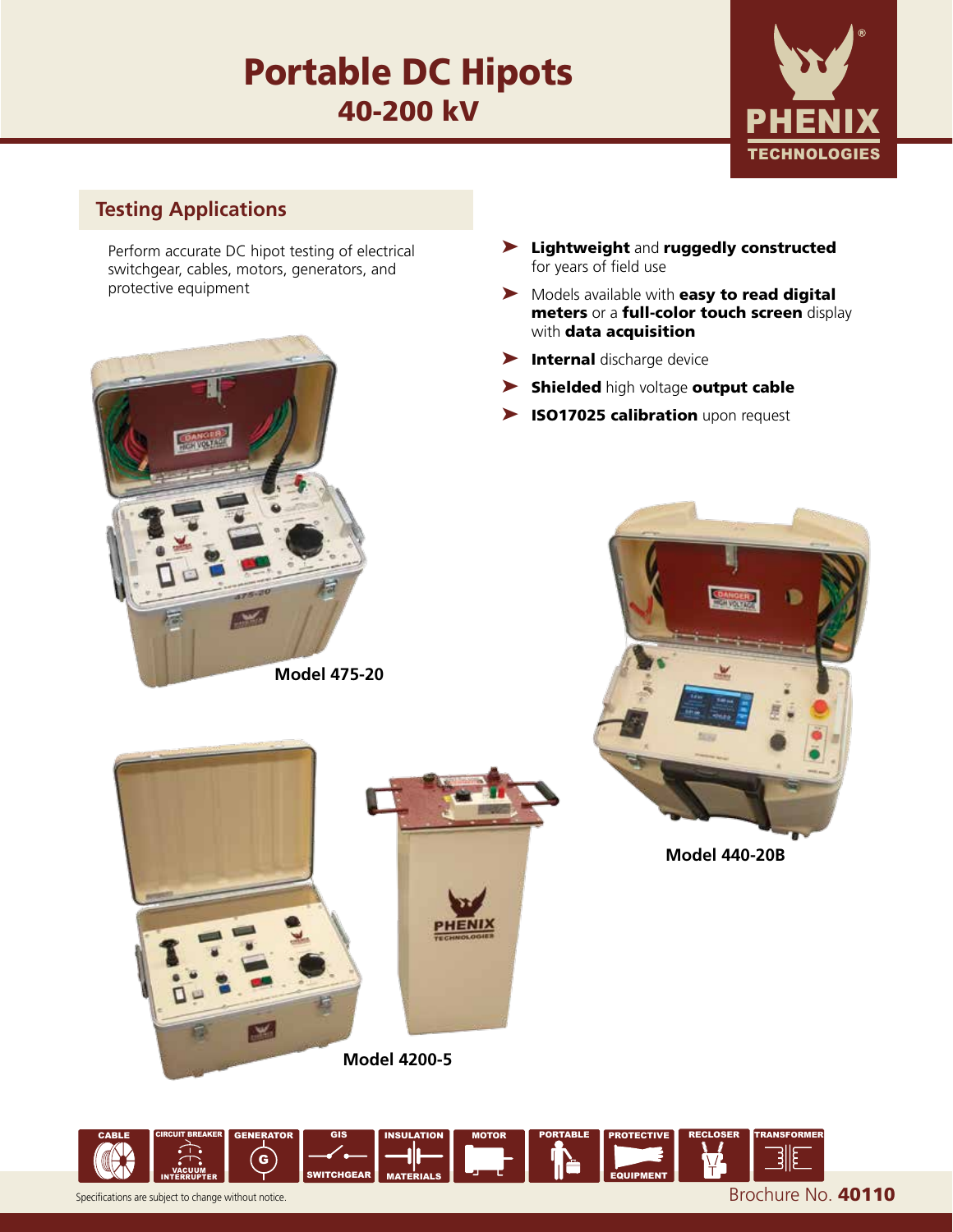# Portable DC Hipots
## 40-200 kV

PHENIX TECHNOLOGIES

## Testing Applications

Perform accurate DC hipot testing of electrical switchgear, cables, motors, generators, and protective equipment

- **Lightweight** and **ruggedly constructed** for years of field use
- Models available with **easy to read digital meters** or a **full-color touch screen** display with **data acquisition**
- **Internal** discharge device
- **Shielded** high voltage **output cable**
- **ISO17025 calibration** upon request

**Model 475-20**

**Model 440-20B**

**Model 4200-5**

CABLE | CIRCUIT BREAKER VACUUM INTERRUPTER | GENERATOR | GIS SWITCHGEAR | INSULATION MATERIALS | MOTOR | PORTABLE | PROTECTIVE EQUIPMENT | RECLOSER | TRANSFORMER

Specifications are subject to change without notice.

Brochure No. **40110**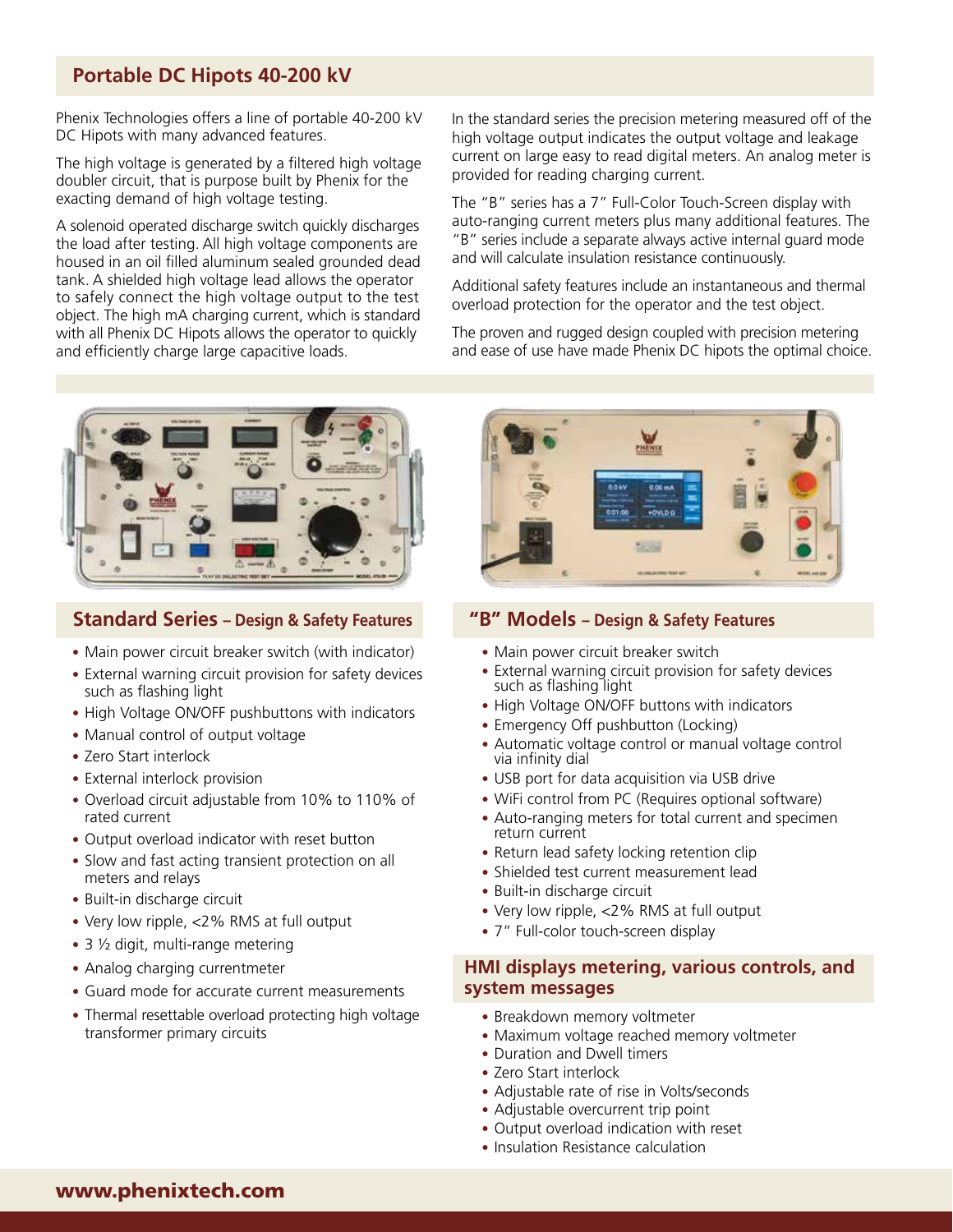## Portable DC Hipots 40-200 kV

Phenix Technologies offers a line of portable 40-200 kV DC Hipots with many advanced features.

The high voltage is generated by a filtered high voltage doubler circuit, that is purpose built by Phenix for the exacting demand of high voltage testing.

A solenoid operated discharge switch quickly discharges the load after testing. All high voltage components are housed in an oil filled aluminum sealed grounded dead tank. A shielded high voltage lead allows the operator to safely connect the high voltage output to the test object. The high mA charging current, which is standard with all Phenix DC Hipots allows the operator to quickly and efficiently charge large capacitive loads.

In the standard series the precision metering measured off of the high voltage output indicates the output voltage and leakage current on large easy to read digital meters. An analog meter is provided for reading charging current.

The "B" series has a 7" Full-Color Touch-Screen display with auto-ranging current meters plus many additional features. The "B" series include a separate always active internal guard mode and will calculate insulation resistance continuously.

Additional safety features include an instantaneous and thermal overload protection for the operator and the test object.

The proven and rugged design coupled with precision metering and ease of use have made Phenix DC hipots the optimal choice.

### Standard Series – Design & Safety Features

- Main power circuit breaker switch (with indicator)
- External warning circuit provision for safety devices such as flashing light
- High Voltage ON/OFF pushbuttons with indicators
- Manual control of output voltage
- Zero Start interlock
- External interlock provision
- Overload circuit adjustable from 10% to 110% of rated current
- Output overload indicator with reset button
- Slow and fast acting transient protection on all meters and relays
- Built-in discharge circuit
- Very low ripple, <2% RMS at full output
- 3 ½ digit, multi-range metering
- Analog charging currentmeter
- Guard mode for accurate current measurements
- Thermal resettable overload protecting high voltage transformer primary circuits

### "B" Models – Design & Safety Features

- Main power circuit breaker switch
- External warning circuit provision for safety devices such as flashing light
- High Voltage ON/OFF buttons with indicators
- Emergency Off pushbutton (Locking)
- Automatic voltage control or manual voltage control via infinity dial
- USB port for data acquisition via USB drive
- WiFi control from PC (Requires optional software)
- Auto-ranging meters for total current and specimen return current
- Return lead safety locking retention clip
- Shielded test current measurement lead
- Built-in discharge circuit
- Very low ripple, <2% RMS at full output
- 7" Full-color touch-screen display

### HMI displays metering, various controls, and system messages

- Breakdown memory voltmeter
- Maximum voltage reached memory voltmeter
- Duration and Dwell timers
- Zero Start interlock
- Adjustable rate of rise in Volts/seconds
- Adjustable overcurrent trip point
- Output overload indication with reset
- Insulation Resistance calculation

**www.phenixtech.com**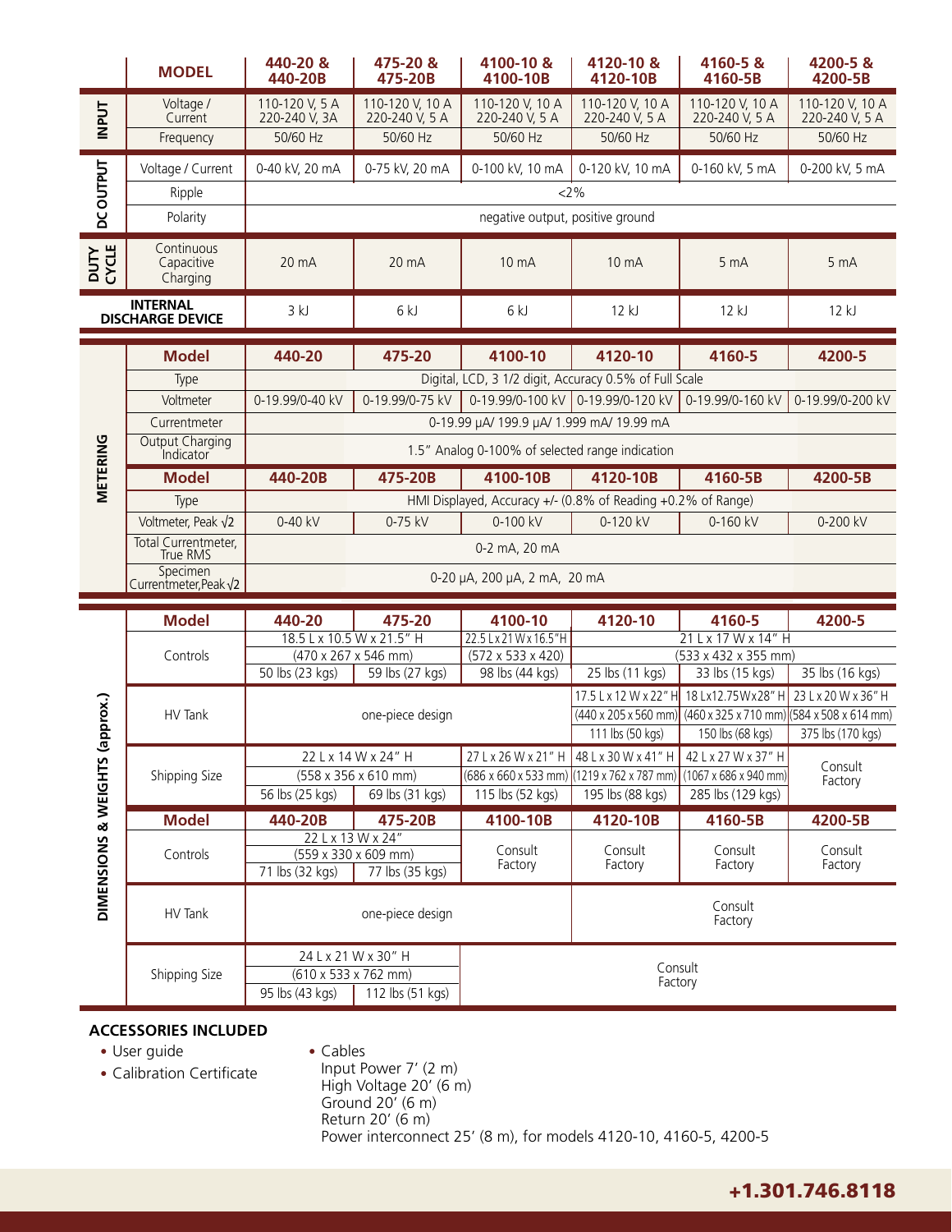| | MODEL | 440-20 & 440-20B | 475-20 & 475-20B | 4100-10 & 4100-10B | 4120-10 & 4120-10B | 4160-5 & 4160-5B | 4200-5 & 4200-5B |
|---|---|---|---|---|---|---|---|
| INPUT | Voltage / Current | 110-120 V, 5 A 220-240 V, 3A | 110-120 V, 10 A 220-240 V, 5 A | 110-120 V, 10 A 220-240 V, 5 A | 110-120 V, 10 A 220-240 V, 5 A | 110-120 V, 10 A 220-240 V, 5 A | 110-120 V, 10 A 220-240 V, 5 A |
| | Frequency | 50/60 Hz | 50/60 Hz | 50/60 Hz | 50/60 Hz | 50/60 Hz | 50/60 Hz |
| DC OUTPUT | Voltage / Current | 0-40 kV, 20 mA | 0-75 kV, 20 mA | 0-100 kV, 10 mA | 0-120 kV, 10 mA | 0-160 kV, 5 mA | 0-200 kV, 5 mA |
| | Ripple | <2% | | | | | |
| | Polarity | negative output, positive ground | | | | | |
| DUTY CYCLE | Continuous Capacitive Charging | 20 mA | 20 mA | 10 mA | 10 mA | 5 mA | 5 mA |
| INTERNAL DISCHARGE DEVICE | | 3 kJ | 6 kJ | 6 kJ | 12 kJ | 12 kJ | 12 kJ |

| | Model | 440-20 | 475-20 | 4100-10 | 4120-10 | 4160-5 | 4200-5 |
|---|---|---|---|---|---|---|---|
| METERING | Type | Digital, LCD, 3 1/2 digit, Accuracy 0.5% of Full Scale | | | | | |
| | Voltmeter | 0-19.99/0-40 kV | 0-19.99/0-75 kV | 0-19.99/0-100 kV | 0-19.99/0-120 kV | 0-19.99/0-160 kV | 0-19.99/0-200 kV |
| | Currentmeter | 0-19.99 µA/ 199.9 µA/ 1.999 mA/ 19.99 mA | | | | | |
| | Output Charging Indicator | 1.5” Analog 0-100% of selected range indication | | | | | |
| | Model | 440-20B | 475-20B | 4100-10B | 4120-10B | 4160-5B | 4200-5B |
| | Type | HMI Displayed, Accuracy +/- (0.8% of Reading +0.2% of Range) | | | | | |
| | Voltmeter, Peak √2 | 0-40 kV | 0-75 kV | 0-100 kV | 0-120 kV | 0-160 kV | 0-200 kV |
| | Total Currentmeter, True RMS | 0-2 mA, 20 mA | | | | | |
| | Specimen Currentmeter, Peak √2 | 0-20 µA, 200 µA, 2 mA, 20 mA | | | | | |

| | Model | 440-20 | 475-20 | 4100-10 | 4120-10 | 4160-5 | 4200-5 |
|---|---|---|---|---|---|---|---|
| DIMENSIONS & WEIGHTS (approx.) | Controls | 18.5 L x 10.5 W x 21.5” H (470 x 267 x 546 mm) | | 22.5 L x 21 W x 16.5”H (572 x 533 x 420) | 21 L x 17 W x 14” H (533 x 432 x 355 mm) | | |
| | | 50 lbs (23 kgs) | 59 lbs (27 kgs) | 98 lbs (44 kgs) | 25 lbs (11 kgs) | 33 lbs (15 kgs) | 35 lbs (16 kgs) |
| | HV Tank | one-piece design | | | 17.5 L x 12 W x 22” H (440 x 205 x 560 mm) 111 lbs (50 kgs) | 18 L x 12.75 W x 28” H (460 x 325 x 710 mm) 150 lbs (68 kgs) | 23 L x 20 W x 36” H (584 x 508 x 614 mm) 375 lbs (170 kgs) |
| | Shipping Size | 22 L x 14 W x 24” H (558 x 356 x 610 mm) | | 27 L x 26 W x 21” H (686 x 660 x 533 mm) | 48 L x 30 W x 41” H (1219 x 762 x 787 mm) | 42 L x 27 W x 37” H (1067 x 686 x 940 mm) | Consult Factory |
| | | 56 lbs (25 kgs) | 69 lbs (31 kgs) | 115 lbs (52 kgs) | 195 lbs (88 kgs) | 285 lbs (129 kgs) | |
| | Model | 440-20B | 475-20B | 4100-10B | 4120-10B | 4160-5B | 4200-5B |
| | Controls | 22 L x 13 W x 24” (559 x 330 x 609 mm) | | Consult Factory | Consult Factory | Consult Factory | Consult Factory |
| | | 71 lbs (32 kgs) | 77 lbs (35 kgs) | | | | |
| | HV Tank | one-piece design | | | Consult Factory | | |
| | Shipping Size | 24 L x 21 W x 30” H (610 x 533 x 762 mm) | | Consult Factory | | | |
| | | 95 lbs (43 kgs) | 112 lbs (51 kgs) | | | | |

**ACCESSORIES INCLUDED**

- User guide
- Calibration Certificate
- Cables
  Input Power 7’ (2 m)
  High Voltage 20’ (6 m)
  Ground 20’ (6 m)
  Return 20’ (6 m)
  Power interconnect 25’ (8 m), for models 4120-10, 4160-5, 4200-5

**+1.301.746.8118**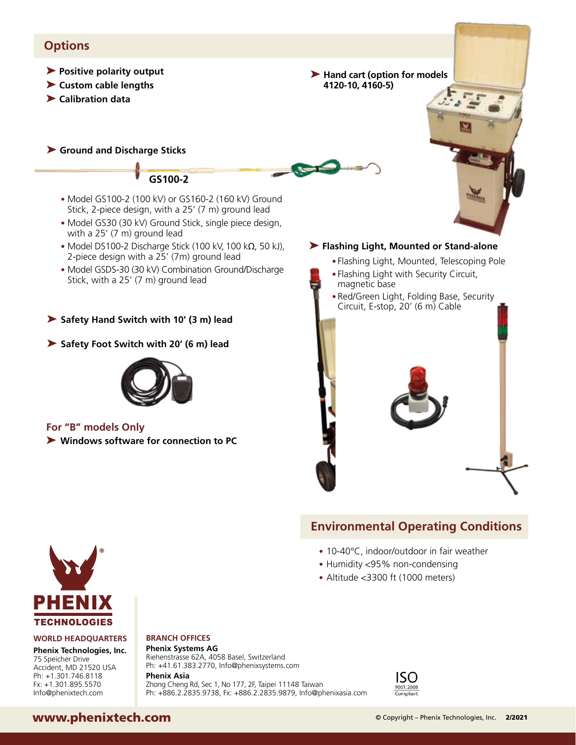## Options

- **Positive polarity output**
- **Custom cable lengths**
- **Calibration data**

- **Hand cart (option for models 4120-10, 4160-5)**

- **Ground and Discharge Sticks**

GS100-2

- Model GS100-2 (100 kV) or GS160-2 (160 kV) Ground Stick, 2-piece design, with a 25' (7 m) ground lead
- Model GS30 (30 kV) Ground Stick, single piece design, with a 25' (7 m) ground lead
- Model DS100-2 Discharge Stick (100 kV, 100 kΩ, 50 kJ), 2-piece design with a 25' (7m) ground lead
- Model GSDS-30 (30 kV) Combination Ground/Discharge Stick, with a 25' (7 m) ground lead

- **Safety Hand Switch with 10' (3 m) lead**

- **Safety Foot Switch with 20' (6 m) lead**

- **Flashing Light, Mounted or Stand-alone**
  - Flashing Light, Mounted, Telescoping Pole
  - Flashing Light with Security Circuit, magnetic base
  - Red/Green Light, Folding Base, Security Circuit, E-stop, 20' (6 m) Cable

### For "B" models Only

- **Windows software for connection to PC**

## Environmental Operating Conditions

- 10-40°C, indoor/outdoor in fair weather
- Humidity <95% non-condensing
- Altitude <3300 ft (1000 meters)

PHENIX TECHNOLOGIES

**WORLD HEADQUARTERS**

**Phenix Technologies, Inc.**
75 Speicher Drive
Accident, MD 21520 USA
Ph: +1.301.746.8118
Fx: +1.301.895.5570
Info@phenixtech.com

**BRANCH OFFICES**

**Phenix Systems AG**
Riehenstrasse 62A, 4058 Basel, Switzerland
Ph: +41.61.383.2770, Info@phenixsystems.com

**Phenix Asia**
Zhong Cheng Rd, Sec 1, No 177, 2F, Taipei 11148 Taiwan
Ph: +886.2.2835.9738, Fx: +886.2.2835.9879, Info@phenixasia.com

ISO 9001:2008 Compliant

www.phenixtech.com

© Copyright – Phenix Technologies, Inc. 2/2021